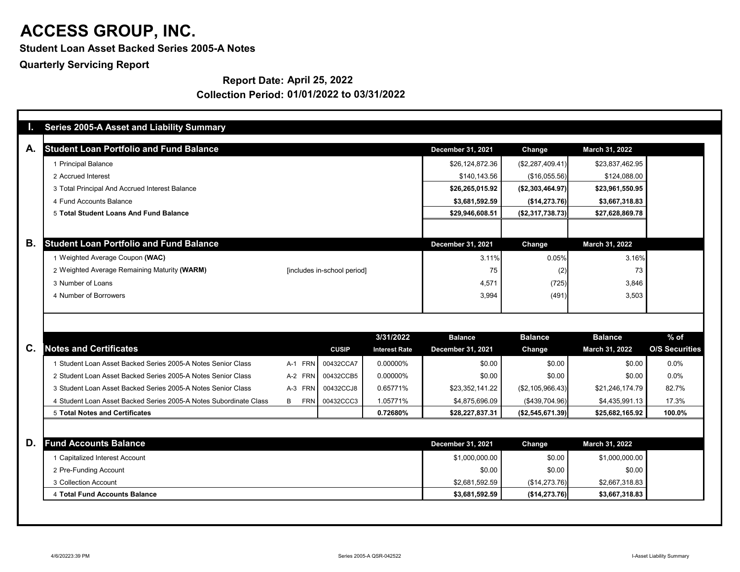# ACCESS GROUP, INC.

**Student Loan Asset Backed Series 2005-A Notes**

**Quarterly Servicing Report**

**Report Date: April 25, 2022**

**Collection Period: 01/01/2022 to 03/31/2022**

## I. Series 2005-A Asset and Liability Summary

### A. Student Loan Portfolio and Fund Balance

| | December 31, 2021 | Change | March 31, 2022 |
|---|---|---|---|
| 1 Principal Balance | $26,124,872.36 | ($2,287,409.41) | $23,837,462.95 |
| 2 Accrued Interest | $140,143.56 | ($16,055.56) | $124,088.00 |
| 3 Total Principal And Accrued Interest Balance | **$26,265,015.92** | **($2,303,464.97)** | **$23,961,550.95** |
| 4 Fund Accounts Balance | **$3,681,592.59** | **($14,273.76)** | **$3,667,318.83** |
| 5 **Total Student Loans And Fund Balance** | **$29,946,608.51** | **($2,317,738.73)** | **$27,628,869.78** |

### B. Student Loan Portfolio and Fund Balance

| | | December 31, 2021 | Change | March 31, 2022 |
|---|---|---|---|---|
| 1 Weighted Average Coupon **(WAC)** | | 3.11% | 0.05% | 3.16% |
| 2 Weighted Average Remaining Maturity **(WARM)** | [includes in-school period] | 75 | (2) | 73 |
| 3 Number of Loans | | 4,571 | (725) | 3,846 |
| 4 Number of Borrowers | | 3,994 | (491) | 3,503 |

### C. Notes and Certificates

| Notes and Certificates | | CUSIP | 3/31/2022 Interest Rate | Balance December 31, 2021 | Balance Change | Balance March 31, 2022 | % of O/S Securities |
|---|---|---|---|---|---|---|---|
| 1 Student Loan Asset Backed Series 2005-A Notes Senior Class | A-1 FRN | 00432CCA7 | 0.00000% | $0.00 | $0.00 | $0.00 | 0.0% |
| 2 Student Loan Asset Backed Series 2005-A Notes Senior Class | A-2 FRN | 00432CCB5 | 0.00000% | $0.00 | $0.00 | $0.00 | 0.0% |
| 3 Student Loan Asset Backed Series 2005-A Notes Senior Class | A-3 FRN | 00432CCJ8 | 0.65771% | $23,352,141.22 | ($2,105,966.43) | $21,246,174.79 | 82.7% |
| 4 Student Loan Asset Backed Series 2005-A Notes Subordinate Class | B FRN | 00432CCC3 | 1.05771% | $4,875,696.09 | ($439,704.96) | $4,435,991.13 | 17.3% |
| 5 **Total Notes and Certificates** | | | **0.72680%** | **$28,227,837.31** | **($2,545,671.39)** | **$25,682,165.92** | **100.0%** |

### D. Fund Accounts Balance

| | December 31, 2021 | Change | March 31, 2022 |
|---|---|---|---|
| 1 Capitalized Interest Account | $1,000,000.00 | $0.00 | $1,000,000.00 |
| 2 Pre-Funding Account | $0.00 | $0.00 | $0.00 |
| 3 Collection Account | $2,681,592.59 | ($14,273.76) | $2,667,318.83 |
| 4 **Total Fund Accounts Balance** | **$3,681,592.59** | **($14,273.76)** | **$3,667,318.83** |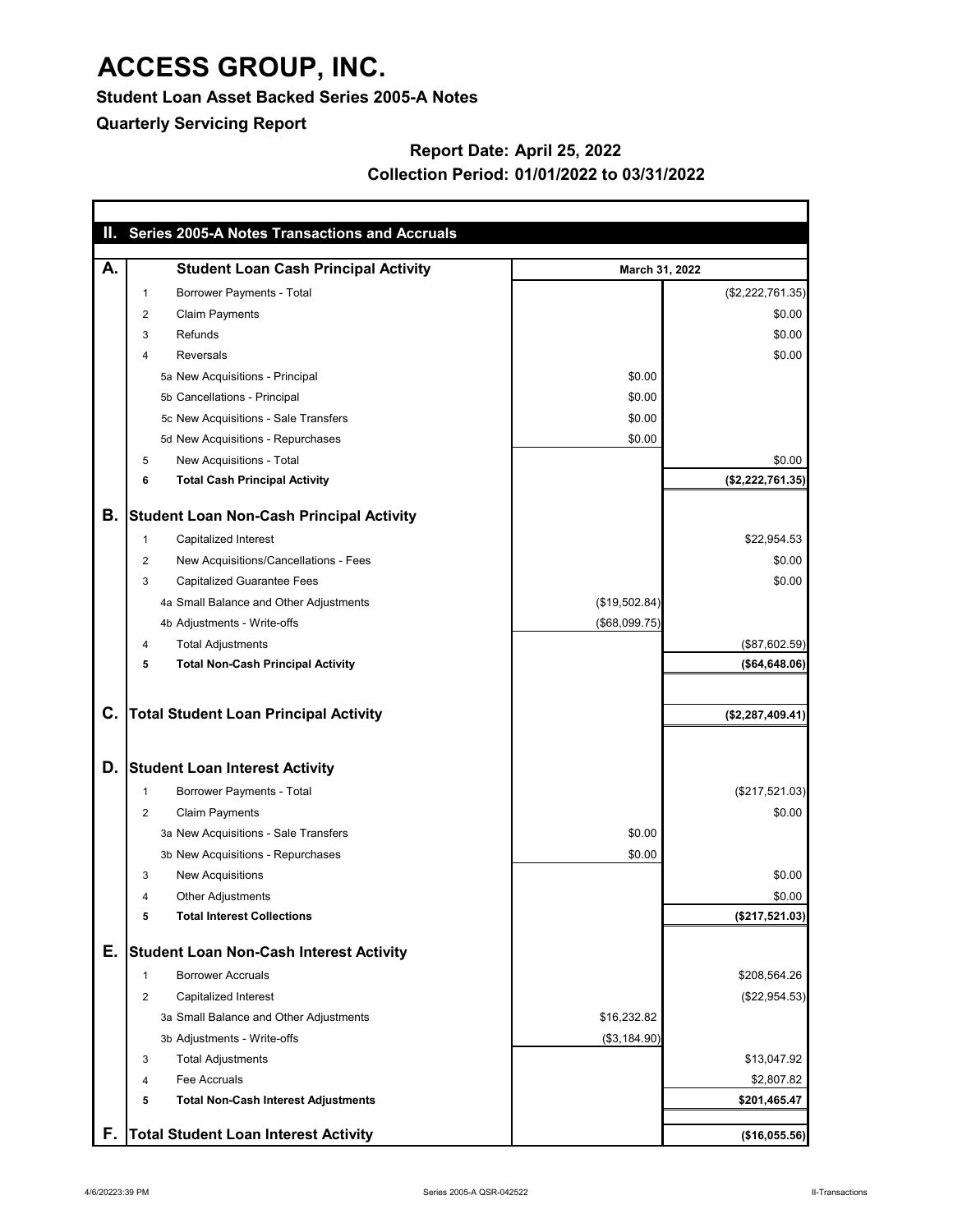# ACCESS GROUP, INC.

**Student Loan Asset Backed Series 2005-A Notes**

**Quarterly Servicing Report**

**Report Date: April 25, 2022**

**Collection Period: 01/01/2022 to 03/31/2022**

## II. Series 2005-A Notes Transactions and Accruals

| | | | March 31, 2022 | |
|---|---|---|---|---|
| **A.** | | **Student Loan Cash Principal Activity** | | |
| | 1 | Borrower Payments - Total | | ($2,222,761.35) |
| | 2 | Claim Payments | | $0.00 |
| | 3 | Refunds | | $0.00 |
| | 4 | Reversals | | $0.00 |
| | | 5a New Acquisitions - Principal | $0.00 | |
| | | 5b Cancellations - Principal | $0.00 | |
| | | 5c New Acquisitions - Sale Transfers | $0.00 | |
| | | 5d New Acquisitions - Repurchases | $0.00 | |
| | 5 | New Acquisitions - Total | | $0.00 |
| | **6** | **Total Cash Principal Activity** | | **($2,222,761.35)** |
| **B.** | | **Student Loan Non-Cash Principal Activity** | | |
| | 1 | Capitalized Interest | | $22,954.53 |
| | 2 | New Acquisitions/Cancellations - Fees | | $0.00 |
| | 3 | Capitalized Guarantee Fees | | $0.00 |
| | | 4a Small Balance and Other Adjustments | ($19,502.84) | |
| | | 4b Adjustments - Write-offs | ($68,099.75) | |
| | 4 | Total Adjustments | | ($87,602.59) |
| | **5** | **Total Non-Cash Principal Activity** | | **($64,648.06)** |
| **C.** | | **Total Student Loan Principal Activity** | | **($2,287,409.41)** |
| **D.** | | **Student Loan Interest Activity** | | |
| | 1 | Borrower Payments - Total | | ($217,521.03) |
| | 2 | Claim Payments | | $0.00 |
| | | 3a New Acquisitions - Sale Transfers | $0.00 | |
| | | 3b New Acquisitions - Repurchases | $0.00 | |
| | 3 | New Acquisitions | | $0.00 |
| | 4 | Other Adjustments | | $0.00 |
| | **5** | **Total Interest Collections** | | **($217,521.03)** |
| **E.** | | **Student Loan Non-Cash Interest Activity** | | |
| | 1 | Borrower Accruals | | $208,564.26 |
| | 2 | Capitalized Interest | | ($22,954.53) |
| | | 3a Small Balance and Other Adjustments | $16,232.82 | |
| | | 3b Adjustments - Write-offs | ($3,184.90) | |
| | 3 | Total Adjustments | | $13,047.92 |
| | 4 | Fee Accruals | | $2,807.82 |
| | **5** | **Total Non-Cash Interest Adjustments** | | **$201,465.47** |
| **F.** | | **Total Student Loan Interest Activity** | | **($16,055.56)** |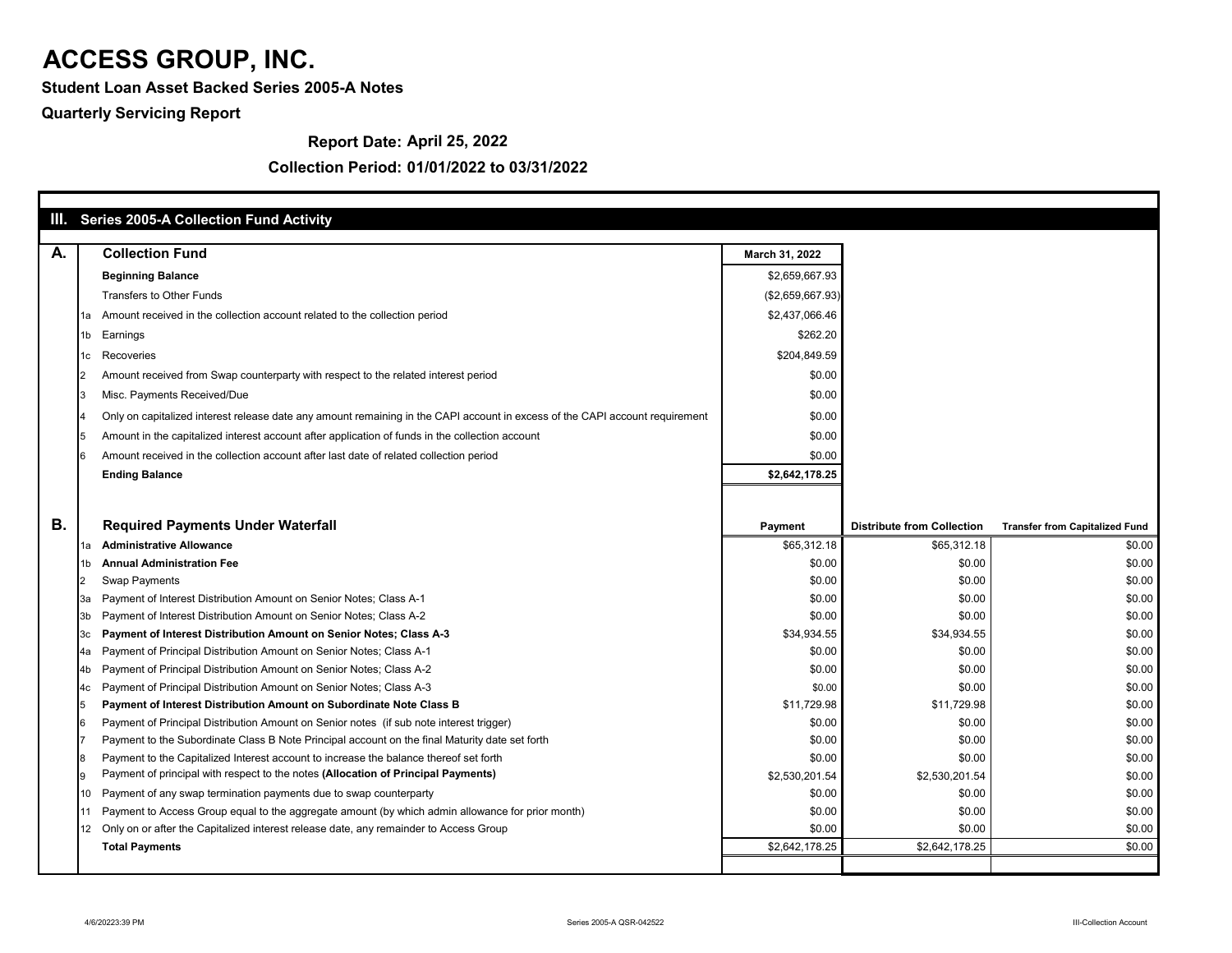# ACCESS GROUP, INC.

**Student Loan Asset Backed Series 2005-A Notes**

**Quarterly Servicing Report**

**Report Date: April 25, 2022**

**Collection Period: 01/01/2022 to 03/31/2022**

## III. Series 2005-A Collection Fund Activity

| | | A. Collection Fund | March 31, 2022 |
|---|---|---|---|
| | | **Beginning Balance** | $2,659,667.93 |
| | | Transfers to Other Funds | ($2,659,667.93) |
| | 1a | Amount received in the collection account related to the collection period | $2,437,066.46 |
| | 1b | Earnings | $262.20 |
| | 1c | Recoveries | $204,849.59 |
| | 2 | Amount received from Swap counterparty with respect to the related interest period | $0.00 |
| | 3 | Misc. Payments Received/Due | $0.00 |
| | 4 | Only on capitalized interest release date any amount remaining in the CAPI account in excess of the CAPI account requirement | $0.00 |
| | 5 | Amount in the capitalized interest account after application of funds in the collection account | $0.00 |
| | 6 | Amount received in the collection account after last date of related collection period | $0.00 |
| | | **Ending Balance** | **$2,642,178.25** |

| | | B. Required Payments Under Waterfall | Payment | Distribute from Collection | Transfer from Capitalized Fund |
|---|---|---|---|---|---|
| | 1a | **Administrative Allowance** | $65,312.18 | $65,312.18 | $0.00 |
| | 1b | **Annual Administration Fee** | $0.00 | $0.00 | $0.00 |
| | 2 | Swap Payments | $0.00 | $0.00 | $0.00 |
| | 3a | Payment of Interest Distribution Amount on Senior Notes; Class A-1 | $0.00 | $0.00 | $0.00 |
| | 3b | Payment of Interest Distribution Amount on Senior Notes; Class A-2 | $0.00 | $0.00 | $0.00 |
| | 3c | **Payment of Interest Distribution Amount on Senior Notes; Class A-3** | $34,934.55 | $34,934.55 | $0.00 |
| | 4a | Payment of Principal Distribution Amount on Senior Notes; Class A-1 | $0.00 | $0.00 | $0.00 |
| | 4b | Payment of Principal Distribution Amount on Senior Notes; Class A-2 | $0.00 | $0.00 | $0.00 |
| | 4c | Payment of Principal Distribution Amount on Senior Notes; Class A-3 | $0.00 | $0.00 | $0.00 |
| | 5 | **Payment of Interest Distribution Amount on Subordinate Note Class B** | $11,729.98 | $11,729.98 | $0.00 |
| | 6 | Payment of Principal Distribution Amount on Senior notes (if sub note interest trigger) | $0.00 | $0.00 | $0.00 |
| | 7 | Payment to the Subordinate Class B Note Principal account on the final Maturity date set forth | $0.00 | $0.00 | $0.00 |
| | 8 | Payment to the Capitalized Interest account to increase the balance thereof set forth | $0.00 | $0.00 | $0.00 |
| | 9 | Payment of principal with respect to the notes **(Allocation of Principal Payments)** | $2,530,201.54 | $2,530,201.54 | $0.00 |
| | 10 | Payment of any swap termination payments due to swap counterparty | $0.00 | $0.00 | $0.00 |
| | 11 | Payment to Access Group equal to the aggregate amount (by which admin allowance for prior month) | $0.00 | $0.00 | $0.00 |
| | 12 | Only on or after the Capitalized interest release date, any remainder to Access Group | $0.00 | $0.00 | $0.00 |
| | | **Total Payments** | $2,642,178.25 | $2,642,178.25 | $0.00 |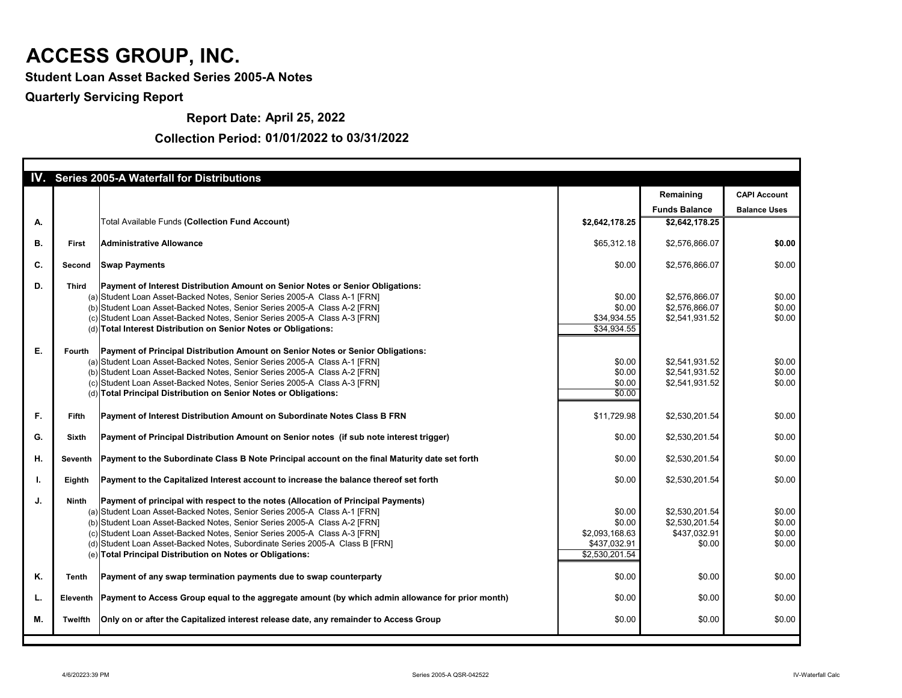# ACCESS GROUP, INC.

**Student Loan Asset Backed Series 2005-A Notes**

**Quarterly Servicing Report**

**Report Date: April 25, 2022**

**Collection Period: 01/01/2022 to 03/31/2022**

## IV. Series 2005-A Waterfall for Distributions

| | | | | Remaining Funds Balance | CAPI Account Balance Uses |
|---|---|---|---|---|---|
| **A.** | | Total Available Funds **(Collection Fund Account)** | **$2,642,178.25** | **$2,642,178.25** | |
| **B.** | **First** | **Administrative Allowance** | $65,312.18 | $2,576,866.07 | **$0.00** |
| **C.** | **Second** | **Swap Payments** | $0.00 | $2,576,866.07 | $0.00 |
| **D.** | **Third** | **Payment of Interest Distribution Amount on Senior Notes or Senior Obligations:** | | | |
| | (a) | Student Loan Asset-Backed Notes, Senior Series 2005-A Class A-1 [FRN] | $0.00 | $2,576,866.07 | $0.00 |
| | (b) | Student Loan Asset-Backed Notes, Senior Series 2005-A Class A-2 [FRN] | $0.00 | $2,576,866.07 | $0.00 |
| | (c) | Student Loan Asset-Backed Notes, Senior Series 2005-A Class A-3 [FRN] | $34,934.55 | $2,541,931.52 | $0.00 |
| | (d) | **Total Interest Distribution on Senior Notes or Obligations:** | $34,934.55 | | |
| **E.** | **Fourth** | **Payment of Principal Distribution Amount on Senior Notes or Senior Obligations:** | | | |
| | (a) | Student Loan Asset-Backed Notes, Senior Series 2005-A Class A-1 [FRN] | $0.00 | $2,541,931.52 | $0.00 |
| | (b) | Student Loan Asset-Backed Notes, Senior Series 2005-A Class A-2 [FRN] | $0.00 | $2,541,931.52 | $0.00 |
| | (c) | Student Loan Asset-Backed Notes, Senior Series 2005-A Class A-3 [FRN] | $0.00 | $2,541,931.52 | $0.00 |
| | (d) | **Total Principal Distribution on Senior Notes or Obligations:** | $0.00 | | |
| **F.** | **Fifth** | **Payment of Interest Distribution Amount on Subordinate Notes Class B FRN** | $11,729.98 | $2,530,201.54 | $0.00 |
| **G.** | **Sixth** | **Payment of Principal Distribution Amount on Senior notes (if sub note interest trigger)** | $0.00 | $2,530,201.54 | $0.00 |
| **H.** | **Seventh** | **Payment to the Subordinate Class B Note Principal account on the final Maturity date set forth** | $0.00 | $2,530,201.54 | $0.00 |
| **I.** | **Eighth** | **Payment to the Capitalized Interest account to increase the balance thereof set forth** | $0.00 | $2,530,201.54 | $0.00 |
| **J.** | **Ninth** | **Payment of principal with respect to the notes (Allocation of Principal Payments)** | | | |
| | (a) | Student Loan Asset-Backed Notes, Senior Series 2005-A Class A-1 [FRN] | $0.00 | $2,530,201.54 | $0.00 |
| | (b) | Student Loan Asset-Backed Notes, Senior Series 2005-A Class A-2 [FRN] | $0.00 | $2,530,201.54 | $0.00 |
| | (c) | Student Loan Asset-Backed Notes, Senior Series 2005-A Class A-3 [FRN] | $2,093,168.63 | $437,032.91 | $0.00 |
| | (d) | Student Loan Asset-Backed Notes, Subordinate Series 2005-A Class B [FRN] | $437,032.91 | $0.00 | $0.00 |
| | (e) | **Total Principal Distribution on Notes or Obligations:** | $2,530,201.54 | | |
| **K.** | **Tenth** | **Payment of any swap termination payments due to swap counterparty** | $0.00 | $0.00 | $0.00 |
| **L.** | **Eleventh** | **Payment to Access Group equal to the aggregate amount (by which admin allowance for prior month)** | $0.00 | $0.00 | $0.00 |
| **M.** | **Twelfth** | **Only on or after the Capitalized interest release date, any remainder to Access Group** | $0.00 | $0.00 | $0.00 |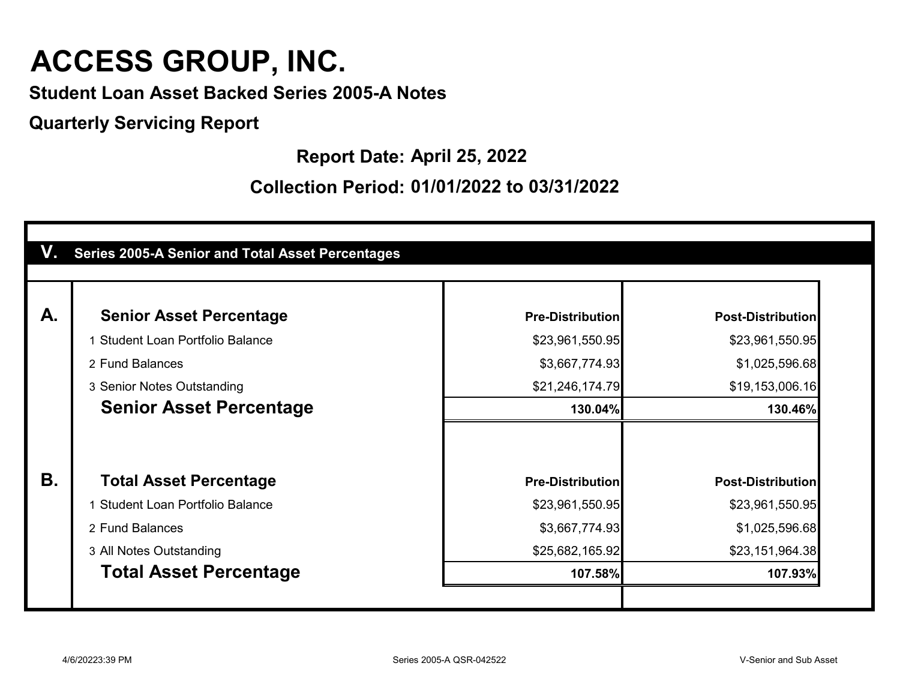# ACCESS GROUP, INC.

**Student Loan Asset Backed Series 2005-A Notes**

**Quarterly Servicing Report**

**Report Date: April 25, 2022**

**Collection Period: 01/01/2022 to 03/31/2022**

## V. Series 2005-A Senior and Total Asset Percentages

| | | Pre-Distribution | Post-Distribution |
|---|---|---|---|
| **A.** | **Senior Asset Percentage** | | |
| | 1 Student Loan Portfolio Balance | $23,961,550.95 | $23,961,550.95 |
| | 2 Fund Balances | $3,667,774.93 | $1,025,596.68 |
| | 3 Senior Notes Outstanding | $21,246,174.79 | $19,153,006.16 |
| | **Senior Asset Percentage** | **130.04%** | **130.46%** |
| **B.** | **Total Asset Percentage** | | |
| | 1 Student Loan Portfolio Balance | $23,961,550.95 | $23,961,550.95 |
| | 2 Fund Balances | $3,667,774.93 | $1,025,596.68 |
| | 3 All Notes Outstanding | $25,682,165.92 | $23,151,964.38 |
| | **Total Asset Percentage** | **107.58%** | **107.93%** |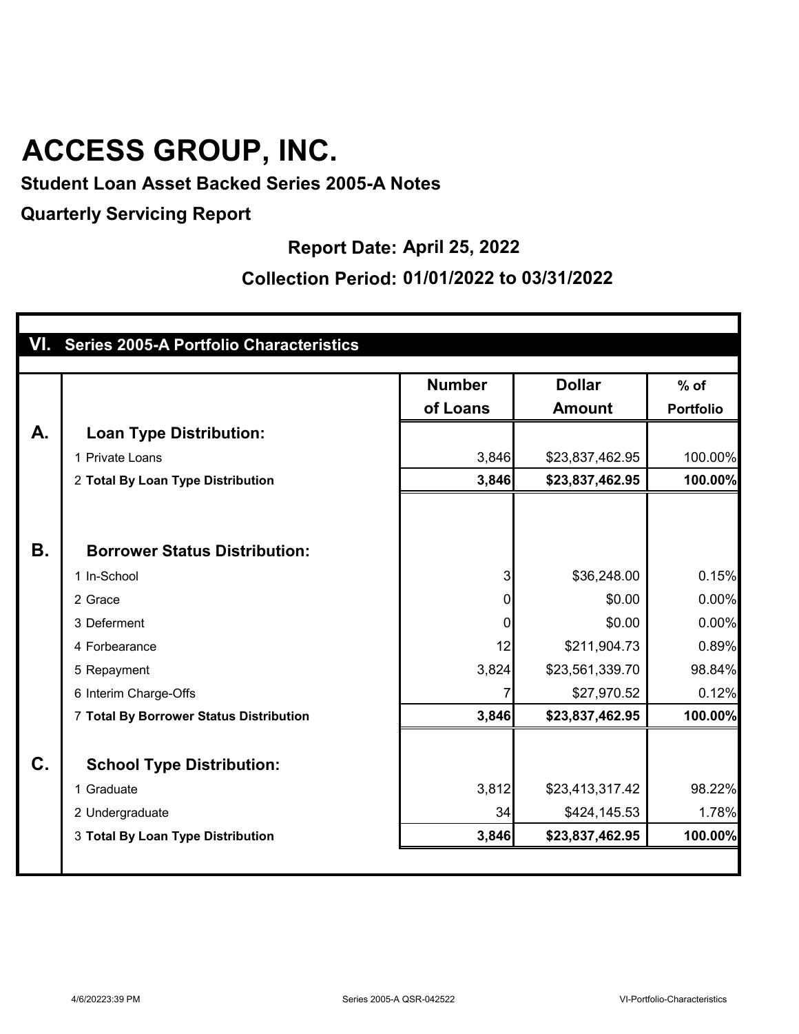# ACCESS GROUP, INC.

**Student Loan Asset Backed Series 2005-A Notes**

**Quarterly Servicing Report**

**Report Date: April 25, 2022**

**Collection Period: 01/01/2022 to 03/31/2022**

## VI. Series 2005-A Portfolio Characteristics

| | | Number of Loans | Dollar Amount | % of Portfolio |
|---|---|---|---|---|
| **A.** | **Loan Type Distribution:** | | | |
| | 1 Private Loans | 3,846 | $23,837,462.95 | 100.00% |
| | 2 **Total By Loan Type Distribution** | **3,846** | **$23,837,462.95** | **100.00%** |
| **B.** | **Borrower Status Distribution:** | | | |
| | 1 In-School | 3 | $36,248.00 | 0.15% |
| | 2 Grace | 0 | $0.00 | 0.00% |
| | 3 Deferment | 0 | $0.00 | 0.00% |
| | 4 Forbearance | 12 | $211,904.73 | 0.89% |
| | 5 Repayment | 3,824 | $23,561,339.70 | 98.84% |
| | 6 Interim Charge-Offs | 7 | $27,970.52 | 0.12% |
| | 7 **Total By Borrower Status Distribution** | **3,846** | **$23,837,462.95** | **100.00%** |
| **C.** | **School Type Distribution:** | | | |
| | 1 Graduate | 3,812 | $23,413,317.42 | 98.22% |
| | 2 Undergraduate | 34 | $424,145.53 | 1.78% |
| | 3 **Total By Loan Type Distribution** | **3,846** | **$23,837,462.95** | **100.00%** |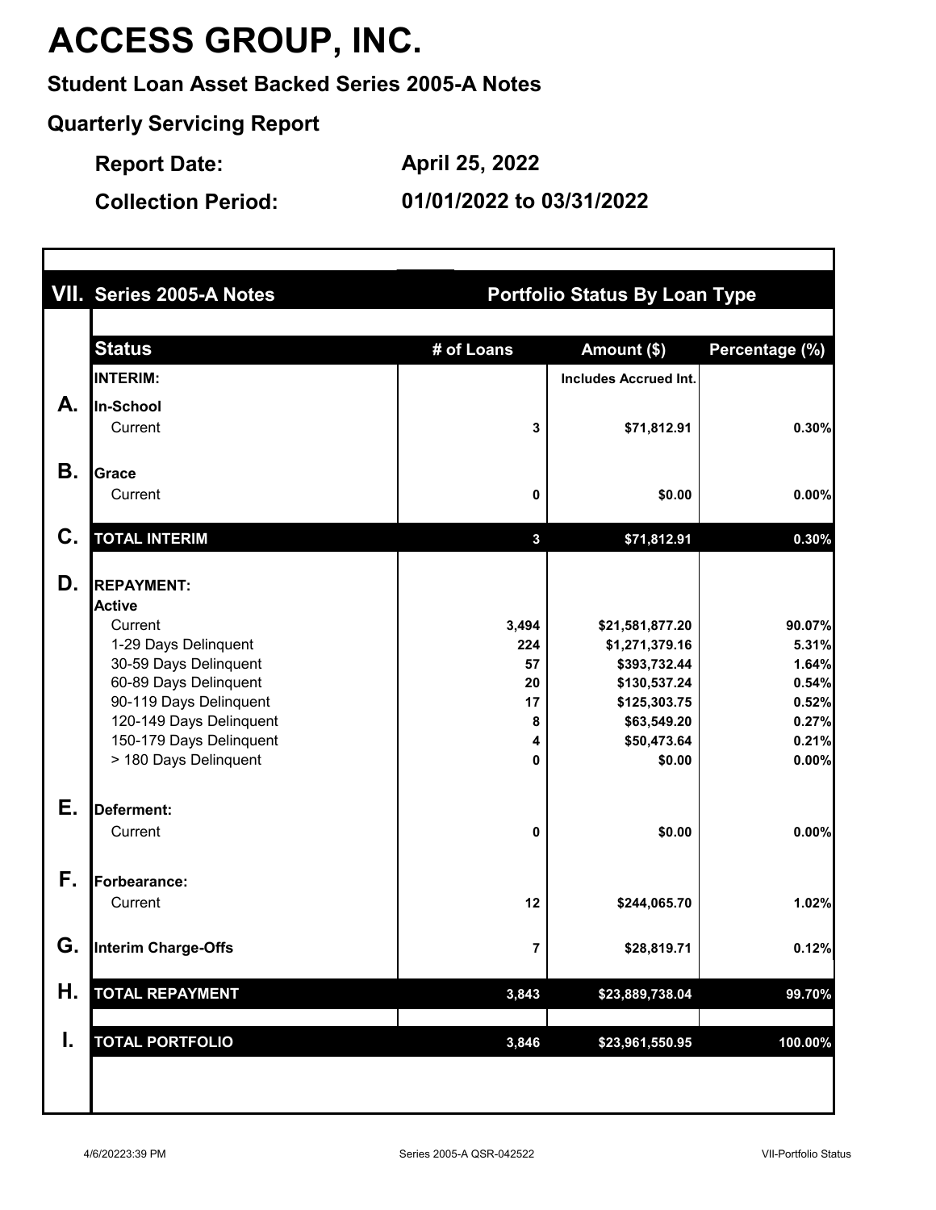# ACCESS GROUP, INC.

**Student Loan Asset Backed Series 2005-A Notes**

**Quarterly Servicing Report**

**Report Date:** April 25, 2022

**Collection Period:** 01/01/2022 to 03/31/2022

## VII. Series 2005-A Notes — Portfolio Status By Loan Type

| | Status | # of Loans | Amount ($) | Percentage (%) |
|---|---|---|---|---|
| | **INTERIM:** | | Includes Accrued Int. | |
| **A.** | **In-School** | | | |
| | Current | 3 | $71,812.91 | 0.30% |
| **B.** | **Grace** | | | |
| | Current | 0 | $0.00 | 0.00% |
| **C.** | **TOTAL INTERIM** | 3 | $71,812.91 | 0.30% |
| **D.** | **REPAYMENT:** | | | |
| | **Active** | | | |
| | Current | 3,494 | $21,581,877.20 | 90.07% |
| | 1-29 Days Delinquent | 224 | $1,271,379.16 | 5.31% |
| | 30-59 Days Delinquent | 57 | $393,732.44 | 1.64% |
| | 60-89 Days Delinquent | 20 | $130,537.24 | 0.54% |
| | 90-119 Days Delinquent | 17 | $125,303.75 | 0.52% |
| | 120-149 Days Delinquent | 8 | $63,549.20 | 0.27% |
| | 150-179 Days Delinquent | 4 | $50,473.64 | 0.21% |
| | > 180 Days Delinquent | 0 | $0.00 | 0.00% |
| **E.** | **Deferment:** | | | |
| | Current | 0 | $0.00 | 0.00% |
| **F.** | **Forbearance:** | | | |
| | Current | 12 | $244,065.70 | 1.02% |
| **G.** | **Interim Charge-Offs** | 7 | $28,819.71 | 0.12% |
| **H.** | **TOTAL REPAYMENT** | 3,843 | $23,889,738.04 | 99.70% |
| **I.** | **TOTAL PORTFOLIO** | 3,846 | $23,961,550.95 | 100.00% |

4/6/20223:39 PM — Series 2005-A QSR-042522 — VII-Portfolio Status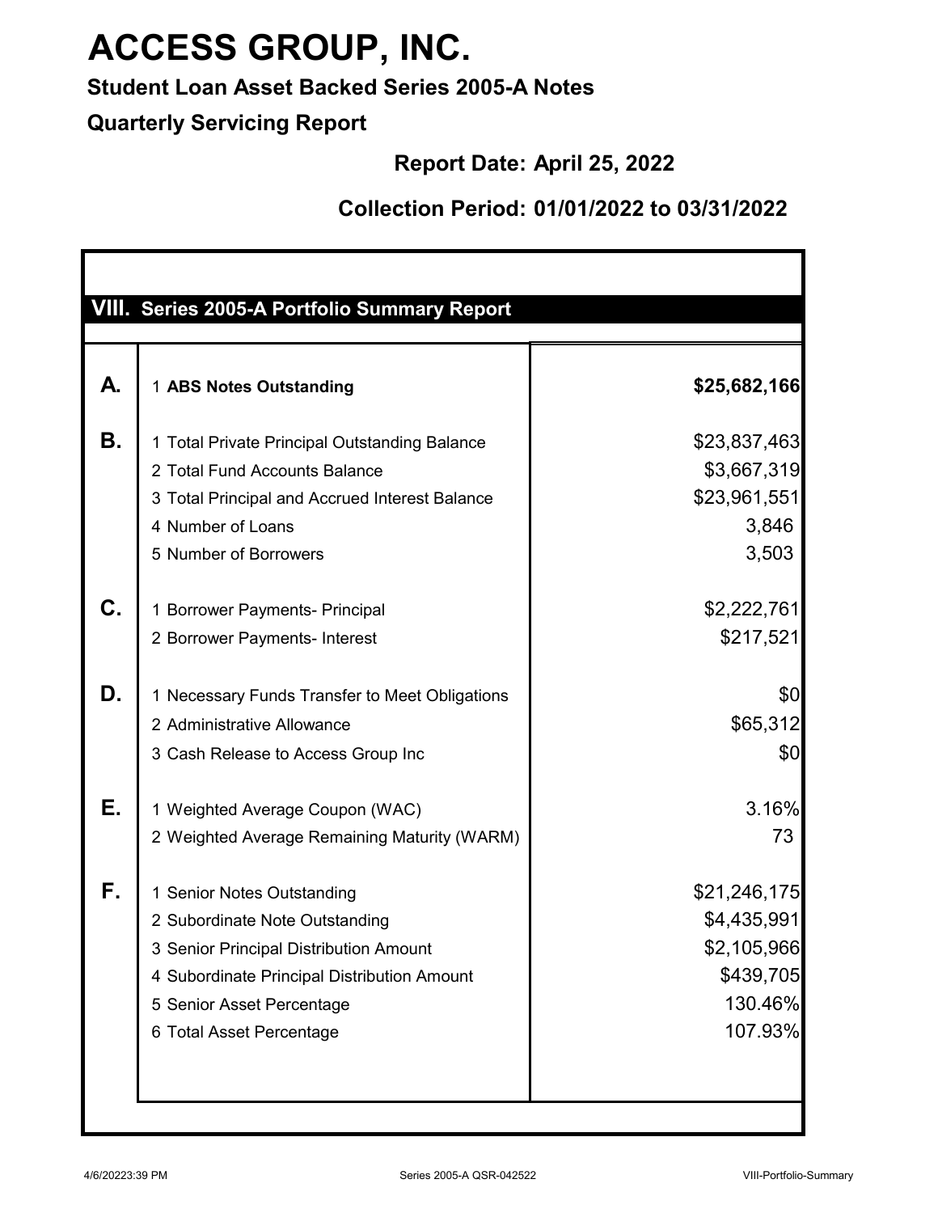# ACCESS GROUP, INC.

**Student Loan Asset Backed Series 2005-A Notes**

**Quarterly Servicing Report**

**Report Date: April 25, 2022**

**Collection Period: 01/01/2022 to 03/31/2022**

## VIII. Series 2005-A Portfolio Summary Report

| | | |
|---|---|---|
| **A.** | 1 **ABS Notes Outstanding** | **$25,682,166** |
| **B.** | 1 Total Private Principal Outstanding Balance | $23,837,463 |
| | 2 Total Fund Accounts Balance | $3,667,319 |
| | 3 Total Principal and Accrued Interest Balance | $23,961,551 |
| | 4 Number of Loans | 3,846 |
| | 5 Number of Borrowers | 3,503 |
| **C.** | 1 Borrower Payments- Principal | $2,222,761 |
| | 2 Borrower Payments- Interest | $217,521 |
| **D.** | 1 Necessary Funds Transfer to Meet Obligations | $0 |
| | 2 Administrative Allowance | $65,312 |
| | 3 Cash Release to Access Group Inc | $0 |
| **E.** | 1 Weighted Average Coupon (WAC) | 3.16% |
| | 2 Weighted Average Remaining Maturity (WARM) | 73 |
| **F.** | 1 Senior Notes Outstanding | $21,246,175 |
| | 2 Subordinate Note Outstanding | $4,435,991 |
| | 3 Senior Principal Distribution Amount | $2,105,966 |
| | 4 Subordinate Principal Distribution Amount | $439,705 |
| | 5 Senior Asset Percentage | 130.46% |
| | 6 Total Asset Percentage | 107.93% |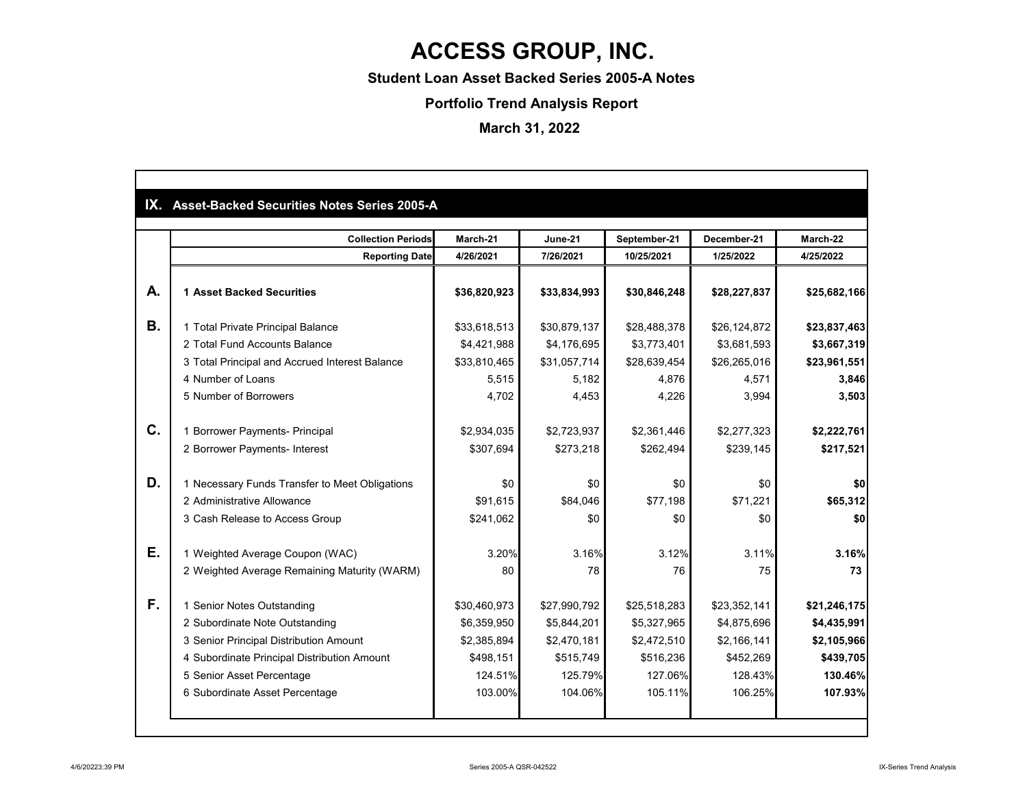# ACCESS GROUP, INC.

**Student Loan Asset Backed Series 2005-A Notes**

**Portfolio Trend Analysis Report**

**March 31, 2022**

## IX. Asset-Backed Securities Notes Series 2005-A

| | Collection Periods | March-21 | June-21 | September-21 | December-21 | March-22 |
|---|---|---|---|---|---|---|
| | Reporting Date | 4/26/2021 | 7/26/2021 | 10/25/2021 | 1/25/2022 | 4/25/2022 |
| **A.** | **1 Asset Backed Securities** | **$36,820,923** | **$33,834,993** | **$30,846,248** | **$28,227,837** | **$25,682,166** |
| **B.** | 1 Total Private Principal Balance | $33,618,513 | $30,879,137 | $28,488,378 | $26,124,872 | **$23,837,463** |
| | 2 Total Fund Accounts Balance | $4,421,988 | $4,176,695 | $3,773,401 | $3,681,593 | **$3,667,319** |
| | 3 Total Principal and Accrued Interest Balance | $33,810,465 | $31,057,714 | $28,639,454 | $26,265,016 | **$23,961,551** |
| | 4 Number of Loans | 5,515 | 5,182 | 4,876 | 4,571 | **3,846** |
| | 5 Number of Borrowers | 4,702 | 4,453 | 4,226 | 3,994 | **3,503** |
| **C.** | 1 Borrower Payments- Principal | $2,934,035 | $2,723,937 | $2,361,446 | $2,277,323 | **$2,222,761** |
| | 2 Borrower Payments- Interest | $307,694 | $273,218 | $262,494 | $239,145 | **$217,521** |
| **D.** | 1 Necessary Funds Transfer to Meet Obligations | $0 | $0 | $0 | $0 | **$0** |
| | 2 Administrative Allowance | $91,615 | $84,046 | $77,198 | $71,221 | **$65,312** |
| | 3 Cash Release to Access Group | $241,062 | $0 | $0 | $0 | **$0** |
| **E.** | 1 Weighted Average Coupon (WAC) | 3.20% | 3.16% | 3.12% | 3.11% | **3.16%** |
| | 2 Weighted Average Remaining Maturity (WARM) | 80 | 78 | 76 | 75 | **73** |
| **F.** | 1 Senior Notes Outstanding | $30,460,973 | $27,990,792 | $25,518,283 | $23,352,141 | **$21,246,175** |
| | 2 Subordinate Note Outstanding | $6,359,950 | $5,844,201 | $5,327,965 | $4,875,696 | **$4,435,991** |
| | 3 Senior Principal Distribution Amount | $2,385,894 | $2,470,181 | $2,472,510 | $2,166,141 | **$2,105,966** |
| | 4 Subordinate Principal Distribution Amount | $498,151 | $515,749 | $516,236 | $452,269 | **$439,705** |
| | 5 Senior Asset Percentage | 124.51% | 125.79% | 127.06% | 128.43% | **130.46%** |
| | 6 Subordinate Asset Percentage | 103.00% | 104.06% | 105.11% | 106.25% | **107.93%** |

4/6/20223:39 PM Series 2005-A QSR-042522 IX-Series Trend Analysis